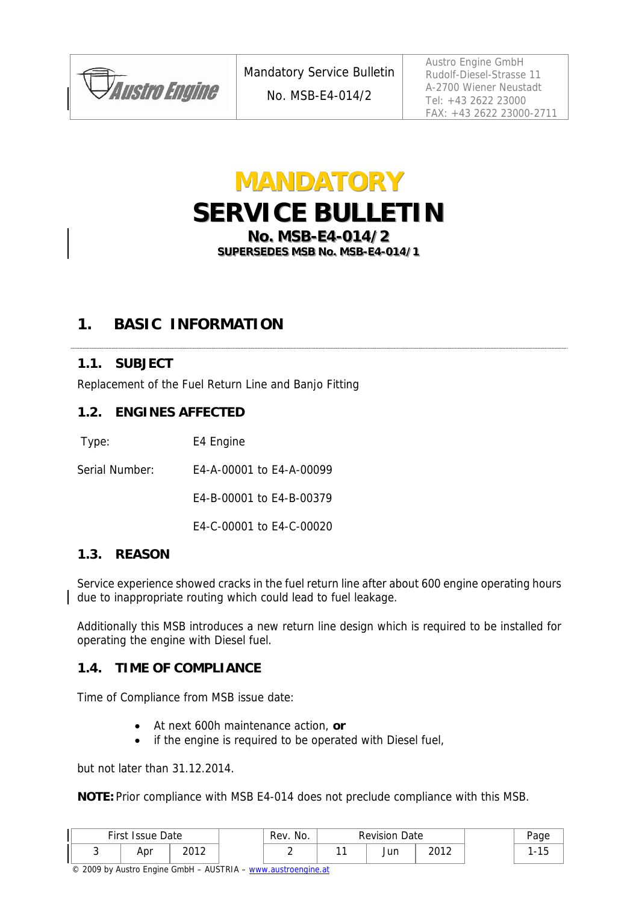| Austro Engine | Mandatory Service Bulletin<br>No. MSB-E4-014/2 | Austro Engine GmbH<br>Rudolf-Diesel-Strasse 11<br>A-2700 Wiener Neustadt<br>Tel: +43 2622 23000<br>FAX: +43 2622 23000-2711 |
|---|---|---|

# MANDATORY SERVICE BULLETIN

**No. MSB-E4-014/2**

**SUPERSEDES MSB No. MSB-E4-014/1**

## 1. BASIC INFORMATION

### 1.1. SUBJECT

Replacement of the Fuel Return Line and Banjo Fitting

### 1.2. ENGINES AFFECTED

Type: E4 Engine

Serial Number: E4-A-00001 to E4-A-00099

E4-B-00001 to E4-B-00379

E4-C-00001 to E4-C-00020

### 1.3. REASON

Service experience showed cracks in the fuel return line after about 600 engine operating hours due to inappropriate routing which could lead to fuel leakage.

Additionally this MSB introduces a new return line design which is required to be installed for operating the engine with Diesel fuel.

### 1.4. TIME OF COMPLIANCE

Time of Compliance from MSB issue date:

- At next 600h maintenance action, **or**
- if the engine is required to be operated with Diesel fuel,

but not later than 31.12.2014.

**NOTE:** Prior compliance with MSB E4-014 does not preclude compliance with this MSB.

| First Issue Date | | | Rev. No. | Revision Date | | | Page |
|---|---|---|---|---|---|---|---|
| 3 | Apr | 2012 | 2 | 11 | Jun | 2012 | 1-15 |

© 2009 by Austro Engine GmbH – AUSTRIA – www.austroengine.at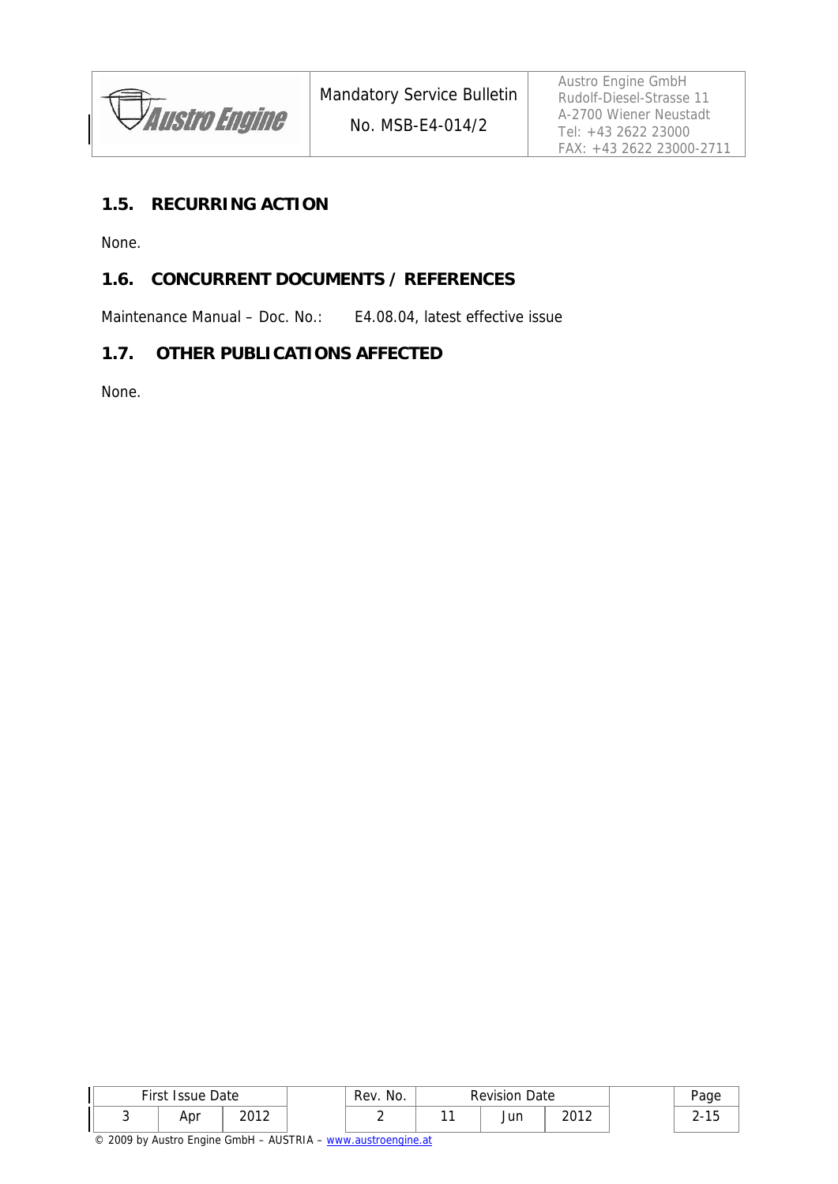## 1.5. RECURRING ACTION

None.

## 1.6. CONCURRENT DOCUMENTS / REFERENCES

Maintenance Manual – Doc. No.: E4.08.04, latest effective issue

## 1.7. OTHER PUBLICATIONS AFFECTED

None.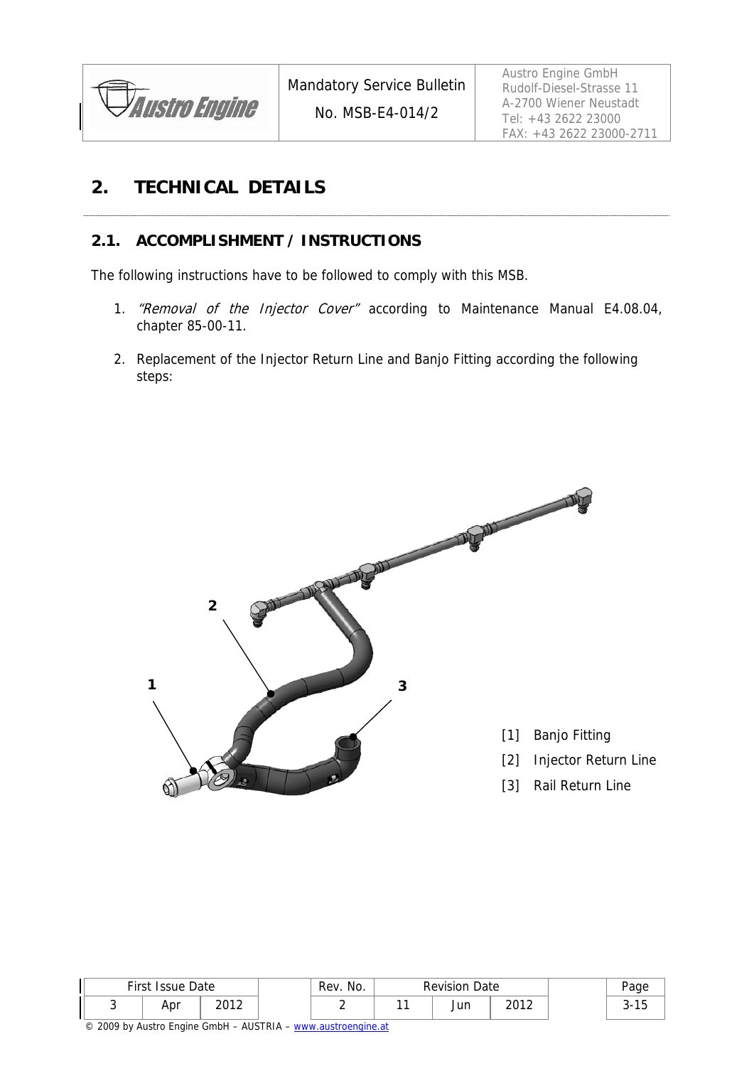## 2. TECHNICAL DETAILS

### 2.1. ACCOMPLISHMENT / INSTRUCTIONS

The following instructions have to be followed to comply with this MSB.

1. *"Removal of the Injector Cover"* according to Maintenance Manual E4.08.04, chapter 85-00-11.
2. Replacement of the Injector Return Line and Banjo Fitting according the following steps:

[1] Banjo Fitting
[2] Injector Return Line
[3] Rail Return Line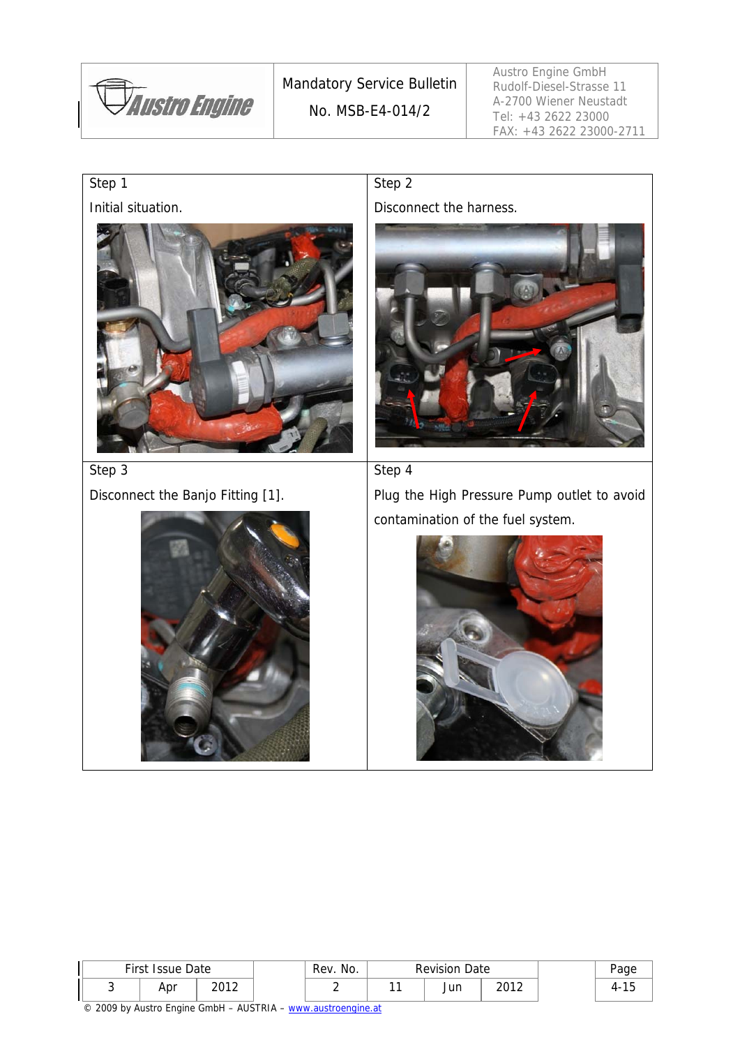| Step 1 | Step 2 |
| --- | --- |
| Initial situation. | Disconnect the harness. |
| **Step 3** | **Step 4** |
| Disconnect the Banjo Fitting [1]. | Plug the High Pressure Pump outlet to avoid contamination of the fuel system. |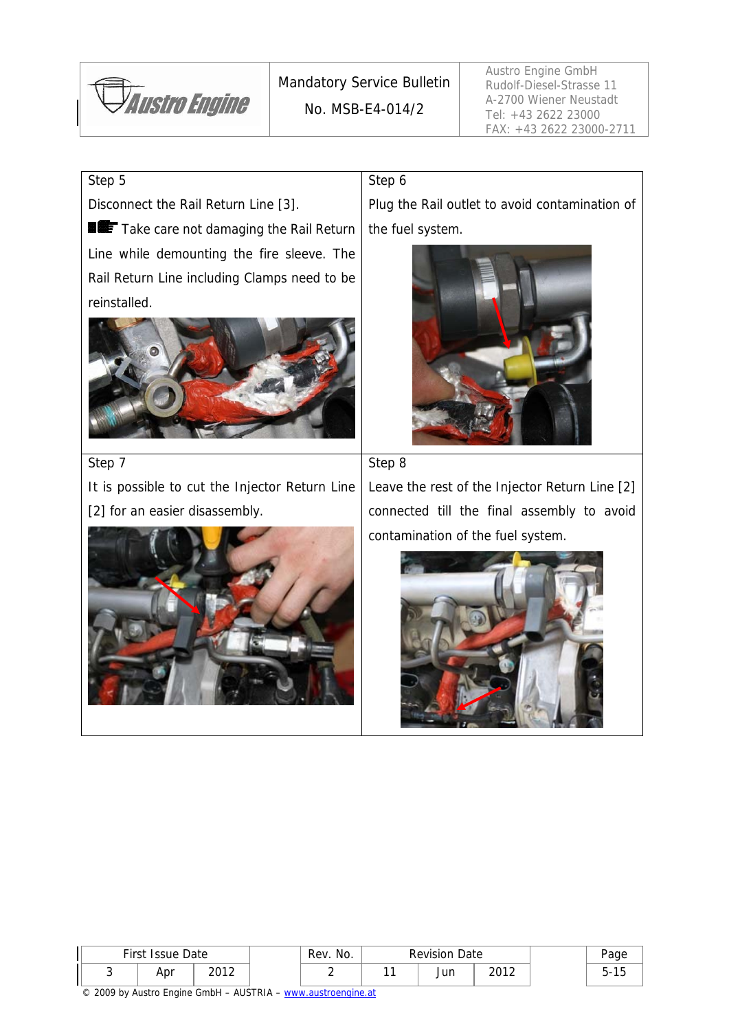| Step 5 | Step 6 |
|---|---|
| Disconnect the Rail Return Line [3]. ☛ Take care not damaging the Rail Return Line while demounting the fire sleeve. The Rail Return Line including Clamps need to be reinstalled. | Plug the Rail outlet to avoid contamination of the fuel system. |
| **Step 7** | **Step 8** |
| It is possible to cut the Injector Return Line [2] for an easier disassembly. | Leave the rest of the Injector Return Line [2] connected till the final assembly to avoid contamination of the fuel system. |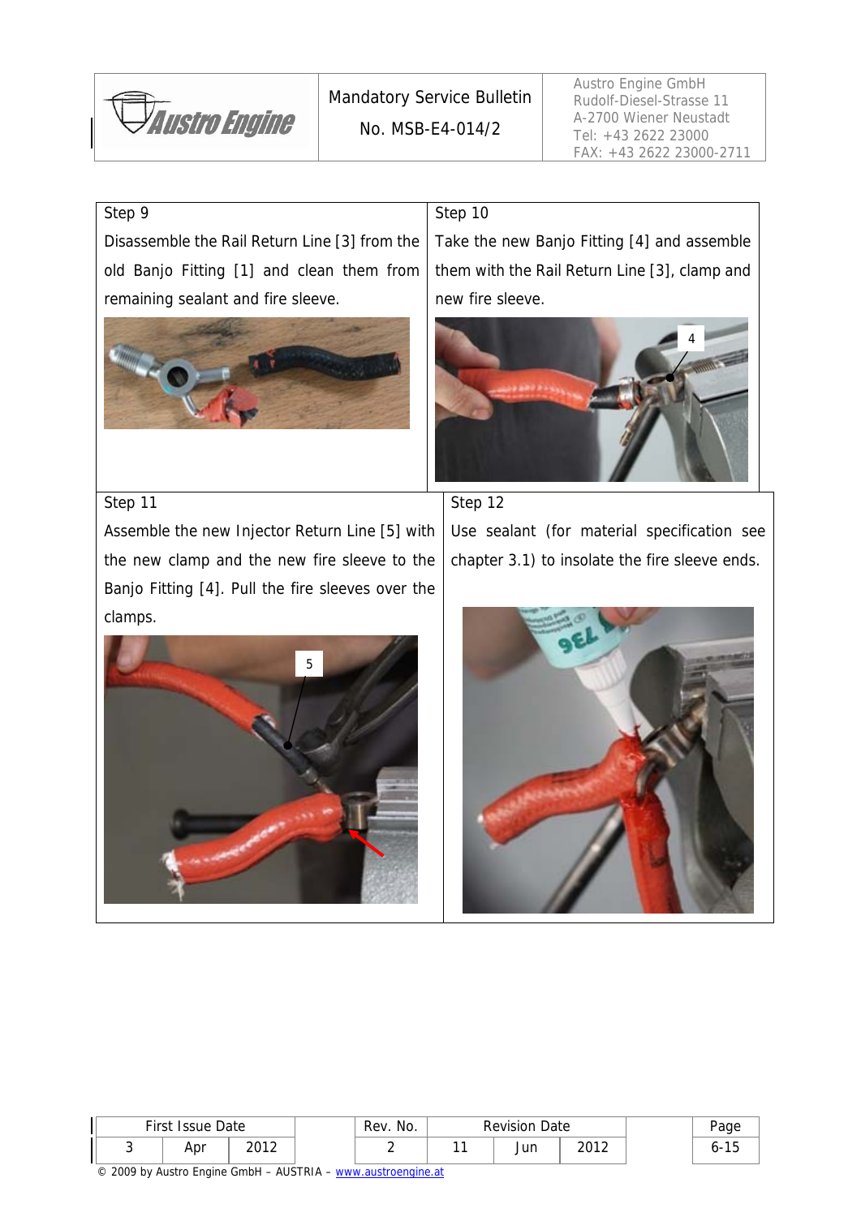| Step 9 | Step 10 |
|---|---|
| Disassemble the Rail Return Line [3] from the old Banjo Fitting [1] and clean them from remaining sealant and fire sleeve. | Take the new Banjo Fitting [4] and assemble them with the Rail Return Line [3], clamp and new fire sleeve. |

| Step 11 | Step 12 |
|---|---|
| Assemble the new Injector Return Line [5] with the new clamp and the new fire sleeve to the Banjo Fitting [4]. Pull the fire sleeves over the clamps. | Use sealant (for material specification see chapter 3.1) to insolate the fire sleeve ends. |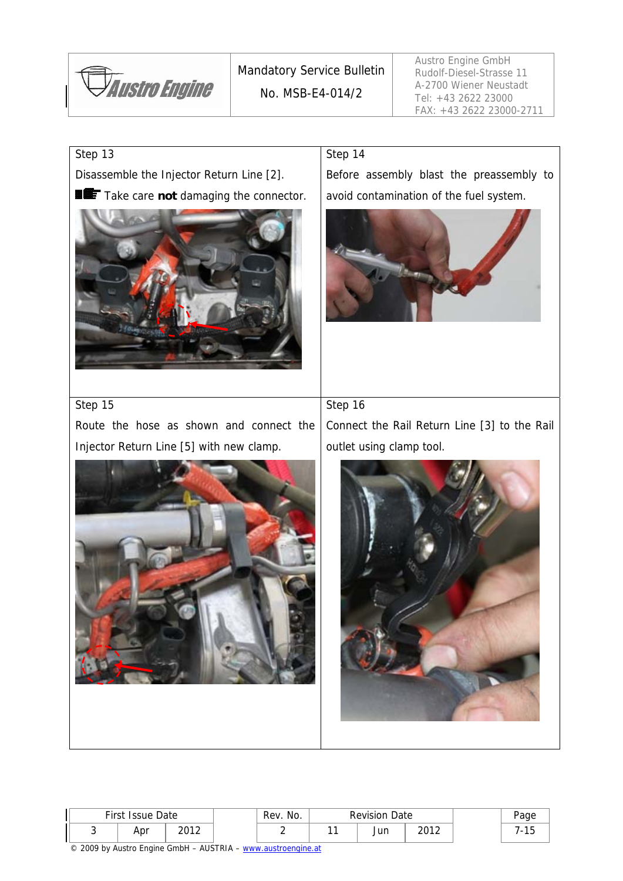| Step 13 | Step 14 |
|---|---|
| Disassemble the Injector Return Line [2]. | Before assembly blast the preassembly to avoid contamination of the fuel system. |
| Take care **not** damaging the connector. | |

| Step 15 | Step 16 |
|---|---|
| Route the hose as shown and connect the Injector Return Line [5] with new clamp. | Connect the Rail Return Line [3] to the Rail outlet using clamp tool. |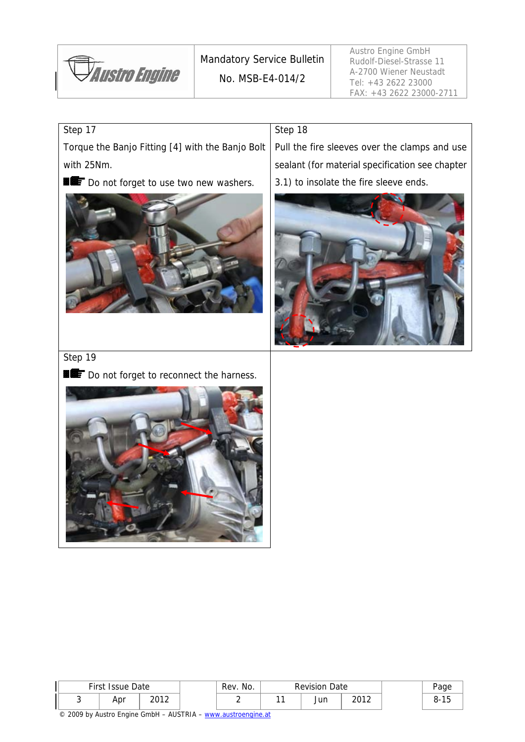| Step 17 | Step 18 |
| --- | --- |
| Torque the Banjo Fitting [4] with the Banjo Bolt with 25Nm. ☛ Do not forget to use two new washers. | Pull the fire sleeves over the clamps and use sealant (for material specification see chapter 3.1) to insolate the fire sleeve ends. |
| Step 19 ☛ Do not forget to reconnect the harness. | |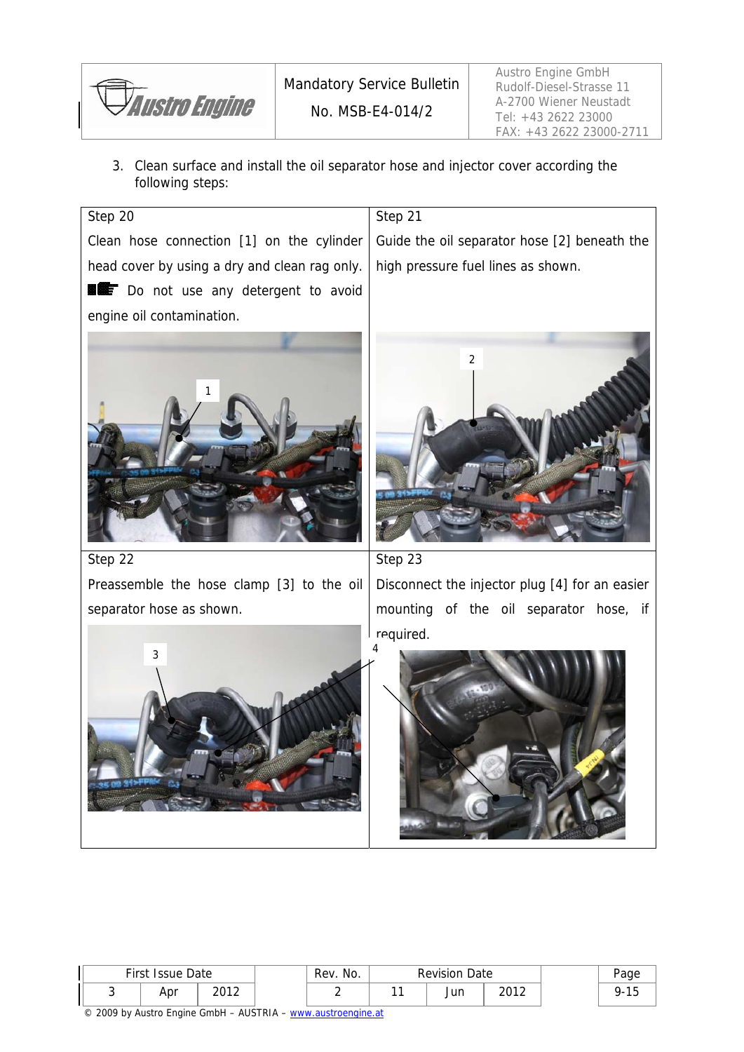3. Clean surface and install the oil separator hose and injector cover according the following steps:

| Step 20 | Step 21 |
| --- | --- |
| Clean hose connection [1] on the cylinder head cover by using a dry and clean rag only. ☛ Do not use any detergent to avoid engine oil contamination. | Guide the oil separator hose [2] beneath the high pressure fuel lines as shown. |
| **Step 22** | **Step 23** |
| Preassemble the hose clamp [3] to the oil separator hose as shown. | Disconnect the injector plug [4] for an easier mounting of the oil separator hose, if required. |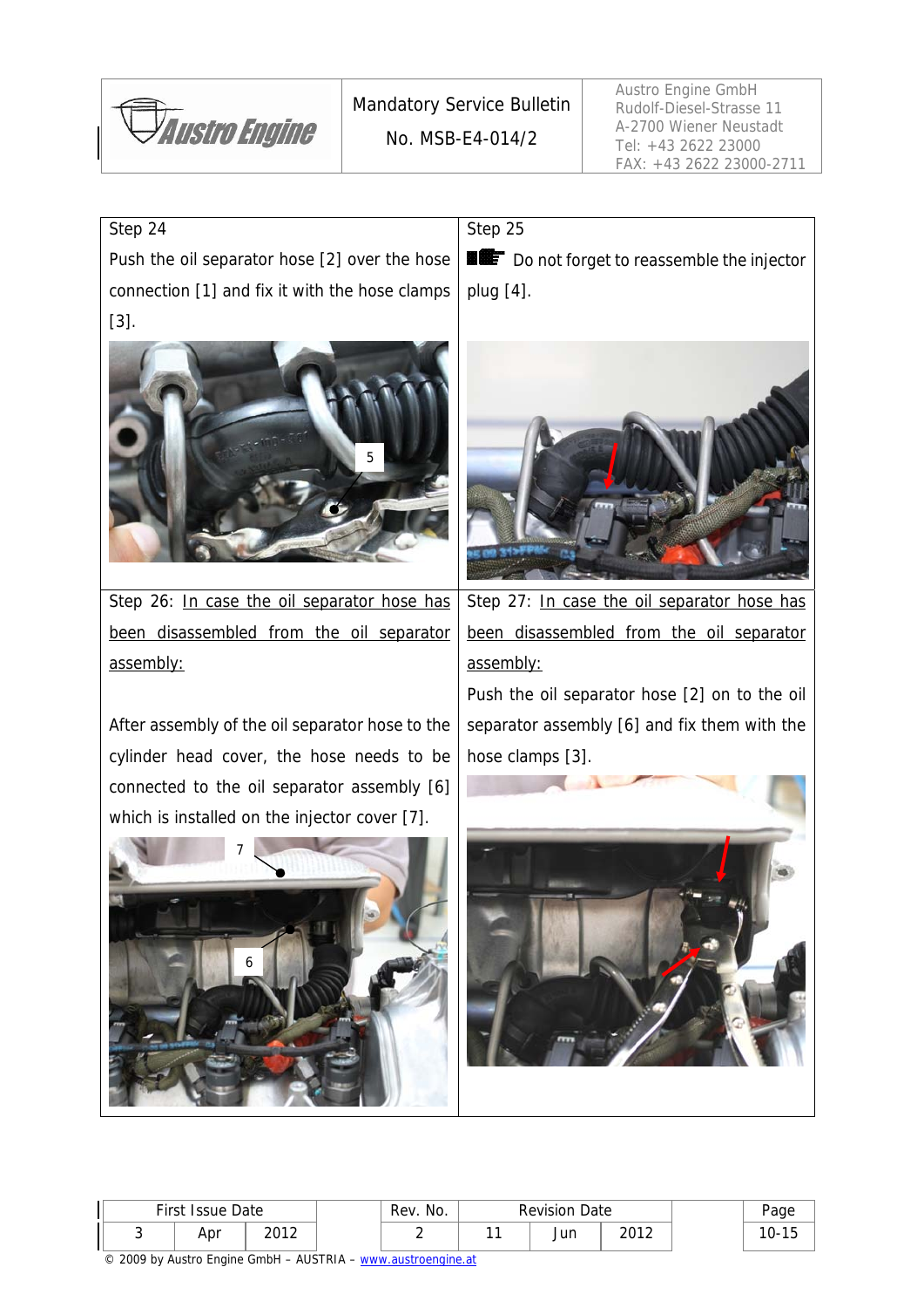**Step 24**

Push the oil separator hose [2] over the hose connection [1] and fix it with the hose clamps [3].

**Step 25**

Do not forget to reassemble the injector plug [4].

**Step 26:** In case the oil separator hose has been disassembled from the oil separator assembly:

After assembly of the oil separator hose to the cylinder head cover, the hose needs to be connected to the oil separator assembly [6] which is installed on the injector cover [7].

**Step 27:** In case the oil separator hose has been disassembled from the oil separator assembly:

Push the oil separator hose [2] on to the oil separator assembly [6] and fix them with the hose clamps [3].

| First Issue Date | | | Rev. No. | Revision Date | | |
|---|---|---|---|---|---|---|
| 3 | Apr | 2012 | 2 | 11 | Jun | 2012 |

© 2009 by Austro Engine GmbH – AUSTRIA – www.austroengine.at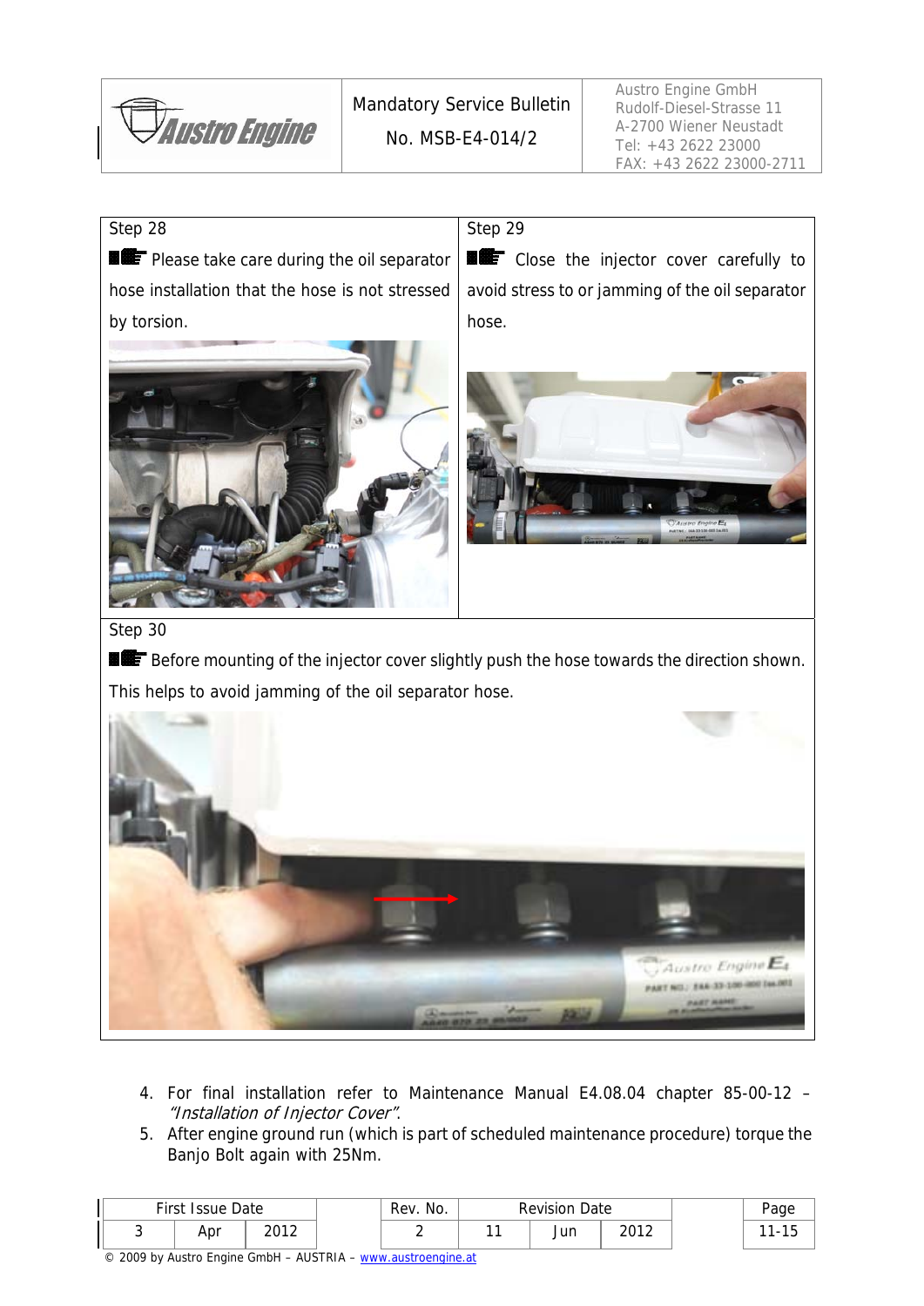| Step 28 | Step 29 |
| --- | --- |
| Please take care during the oil separator hose installation that the hose is not stressed by torsion. | Close the injector cover carefully to avoid stress to or jamming of the oil separator hose. |

Step 30

Before mounting of the injector cover slightly push the hose towards the direction shown. This helps to avoid jamming of the oil separator hose.

4. For final installation refer to Maintenance Manual E4.08.04 chapter 85-00-12 – *"Installation of Injector Cover"*.
5. After engine ground run (which is part of scheduled maintenance procedure) torque the Banjo Bolt again with 25Nm.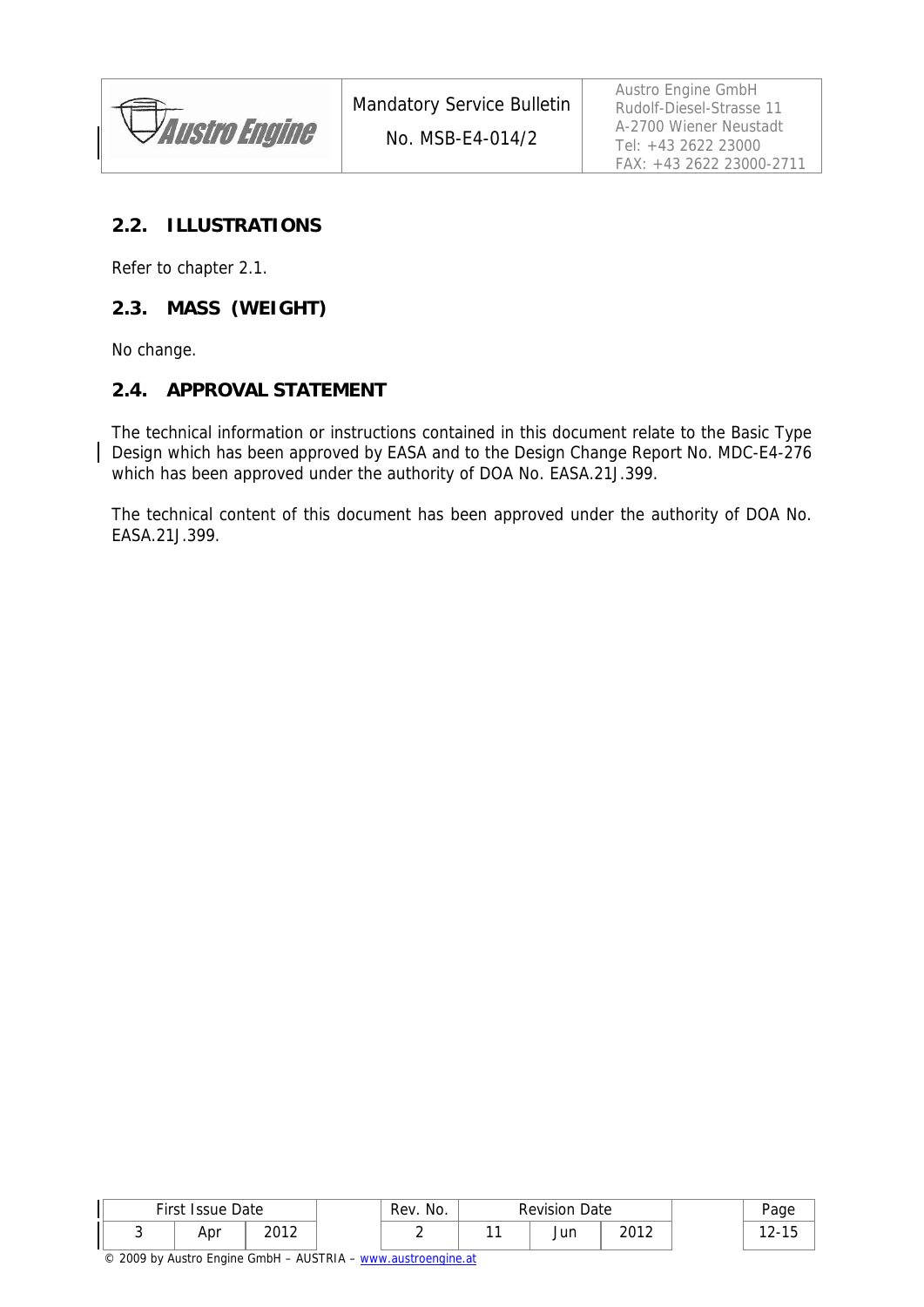## 2.2. ILLUSTRATIONS

Refer to chapter 2.1.

## 2.3. MASS (WEIGHT)

No change.

## 2.4. APPROVAL STATEMENT

The technical information or instructions contained in this document relate to the Basic Type Design which has been approved by EASA and to the Design Change Report No. MDC-E4-276 which has been approved under the authority of DOA No. EASA.21J.399.

The technical content of this document has been approved under the authority of DOA No. EASA.21J.399.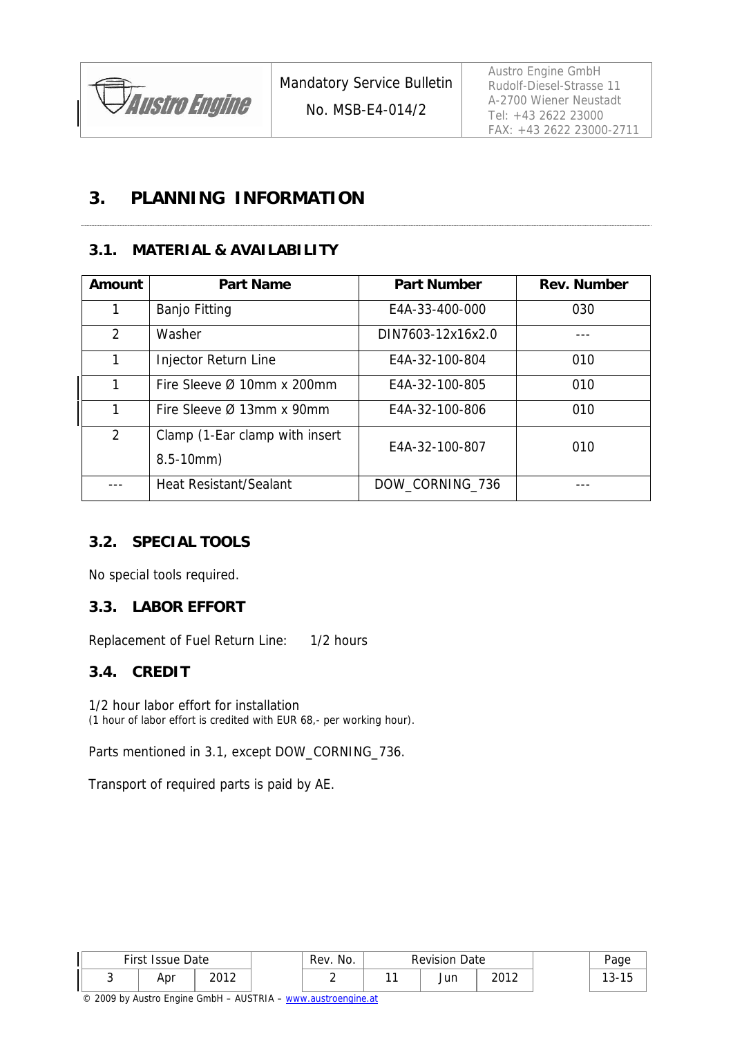# 3. PLANNING INFORMATION

## 3.1. MATERIAL & AVAILABILITY

| Amount | Part Name | Part Number | Rev. Number |
|---|---|---|---|
| 1 | Banjo Fitting | E4A-33-400-000 | 030 |
| 2 | Washer | DIN7603-12x16x2.0 | --- |
| 1 | Injector Return Line | E4A-32-100-804 | 010 |
| 1 | Fire Sleeve Ø 10mm x 200mm | E4A-32-100-805 | 010 |
| 1 | Fire Sleeve Ø 13mm x 90mm | E4A-32-100-806 | 010 |
| 2 | Clamp (1-Ear clamp with insert 8.5-10mm) | E4A-32-100-807 | 010 |
| --- | Heat Resistant/Sealant | DOW_CORNING_736 | --- |

## 3.2. SPECIAL TOOLS

No special tools required.

## 3.3. LABOR EFFORT

Replacement of Fuel Return Line: 1/2 hours

## 3.4. CREDIT

1/2 hour labor effort for installation
(1 hour of labor effort is credited with EUR 68,- per working hour).

Parts mentioned in 3.1, except DOW_CORNING_736.

Transport of required parts is paid by AE.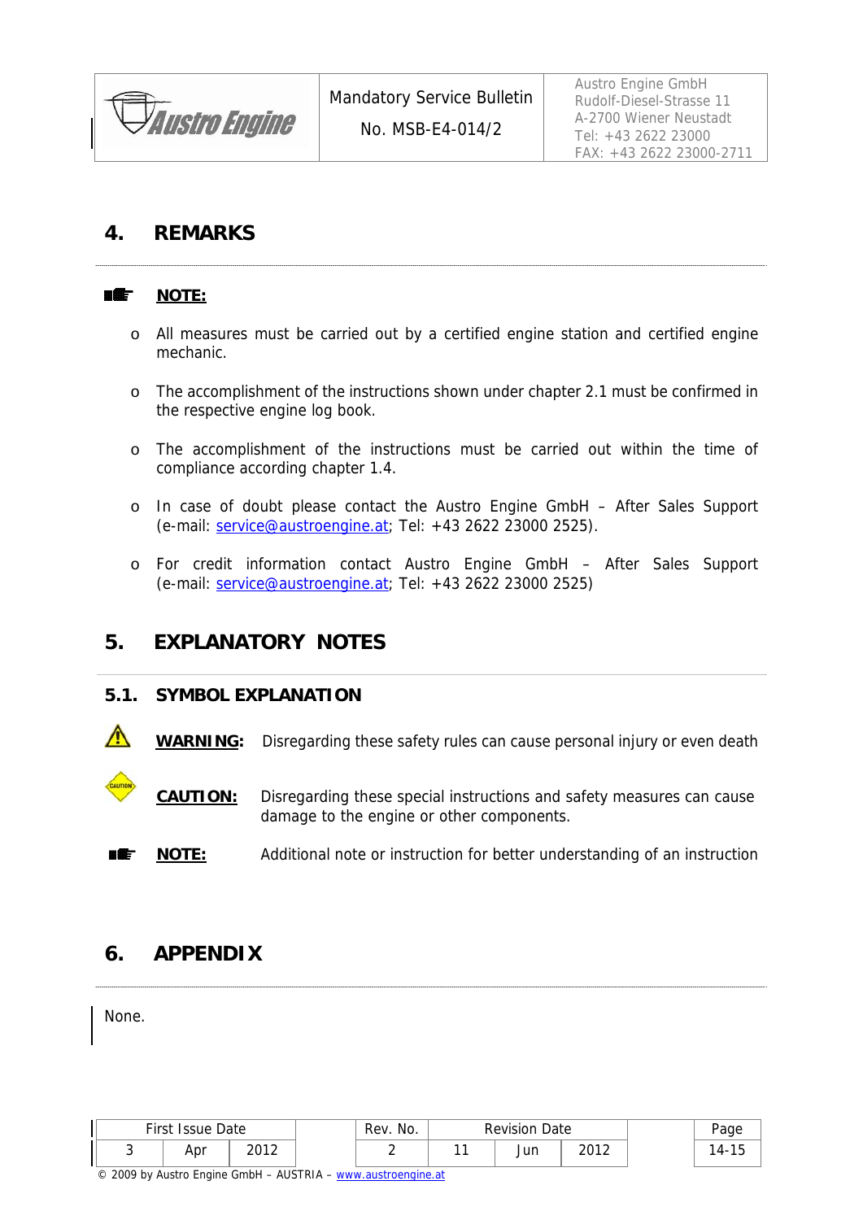## 4. REMARKS

**NOTE:**

- All measures must be carried out by a certified engine station and certified engine mechanic.
- The accomplishment of the instructions shown under chapter 2.1 must be confirmed in the respective engine log book.
- The accomplishment of the instructions must be carried out within the time of compliance according chapter 1.4.
- In case of doubt please contact the Austro Engine GmbH – After Sales Support (e-mail: service@austroengine.at; Tel: +43 2622 23000 2525).
- For credit information contact Austro Engine GmbH – After Sales Support (e-mail: service@austroengine.at; Tel: +43 2622 23000 2525)

## 5. EXPLANATORY NOTES

### 5.1. SYMBOL EXPLANATION

**WARNING:** Disregarding these safety rules can cause personal injury or even death

**CAUTION:** Disregarding these special instructions and safety measures can cause damage to the engine or other components.

**NOTE:** Additional note or instruction for better understanding of an instruction

## 6. APPENDIX

None.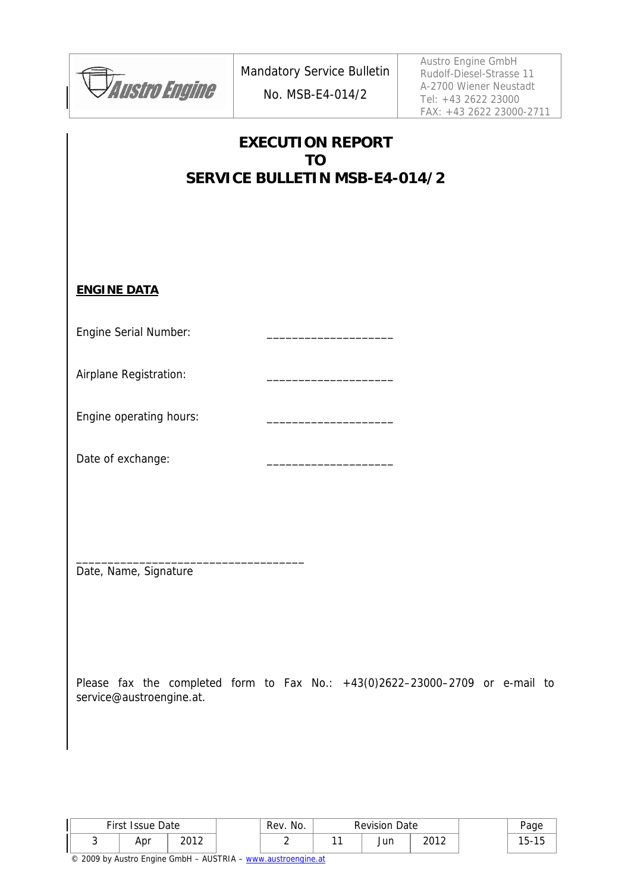# EXECUTION REPORT
# TO
# SERVICE BULLETIN MSB-E4-014/2

**ENGINE DATA**

Engine Serial Number: ___________________

Airplane Registration: ___________________

Engine operating hours: ___________________

Date of exchange: ___________________

___________________________________

Date, Name, Signature

Please fax the completed form to Fax No.: +43(0)2622–23000–2709 or e-mail to service@austroengine.at.